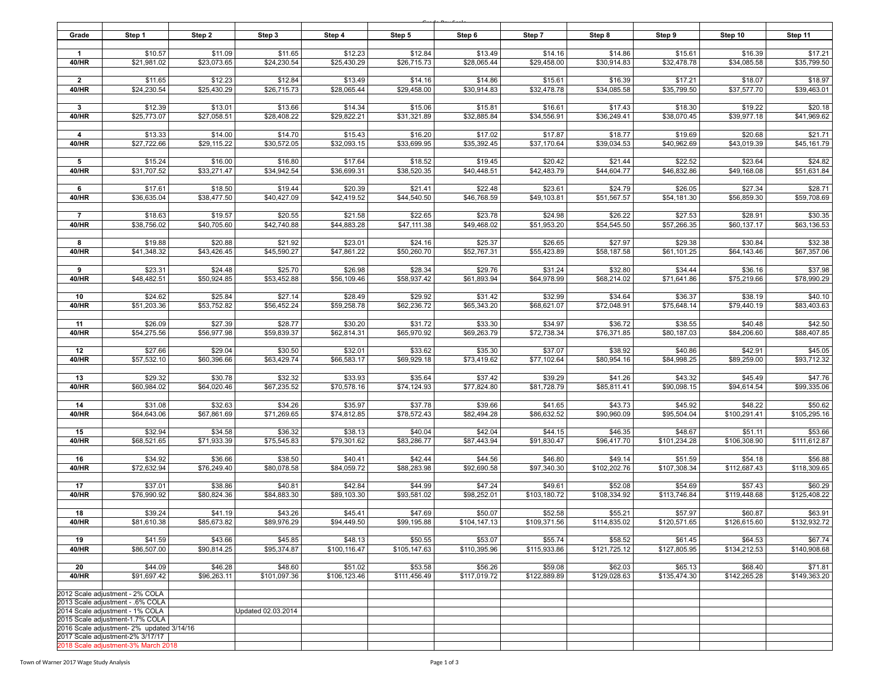| Grade | Step 1 | Step 2 | Step 3 | Step 4 | Step 5 | Step 6 | Step 7 | Step 8 | Step 9 | Step 10 | Step 11 |
|---|---|---|---|---|---|---|---|---|---|---|---|
| 1 | $10.57 | $11.09 | $11.65 | $12.23 | $12.84 | $13.49 | $14.16 | $14.86 | $15.61 | $16.39 | $17.21 |
| 40/HR | $21,981.02 | $23,073.65 | $24,230.54 | $25,430.29 | $26,715.73 | $28,065.44 | $29,458.00 | $30,914.83 | $32,478.78 | $34,085.58 | $35,799.50 |
| 2 | $11.65 | $12.23 | $12.84 | $13.49 | $14.16 | $14.86 | $15.61 | $16.39 | $17.21 | $18.07 | $18.97 |
| 40/HR | $24,230.54 | $25,430.29 | $26,715.73 | $28,065.44 | $29,458.00 | $30,914.83 | $32,478.78 | $34,085.58 | $35,799.50 | $37,577.70 | $39,463.01 |
| 3 | $12.39 | $13.01 | $13.66 | $14.34 | $15.06 | $15.81 | $16.61 | $17.43 | $18.30 | $19.22 | $20.18 |
| 40/HR | $25,773.07 | $27,058.51 | $28,408.22 | $29,822.21 | $31,321.89 | $32,885.84 | $34,556.91 | $36,249.41 | $38,070.45 | $39,977.18 | $41,969.62 |
| 4 | $13.33 | $14.00 | $14.70 | $15.43 | $16.20 | $17.02 | $17.87 | $18.77 | $19.69 | $20.68 | $21.71 |
| 40/HR | $27,722.66 | $29,115.22 | $30,572.05 | $32,093.15 | $33,699.95 | $35,392.45 | $37,170.64 | $39,034.53 | $40,962.69 | $43,019.39 | $45,161.79 |
| 5 | $15.24 | $16.00 | $16.80 | $17.64 | $18.52 | $19.45 | $20.42 | $21.44 | $22.52 | $23.64 | $24.82 |
| 40/HR | $31,707.52 | $33,271.47 | $34,942.54 | $36,699.31 | $38,520.35 | $40,448.51 | $42,483.79 | $44,604.77 | $46,832.86 | $49,168.08 | $51,631.84 |
| 6 | $17.61 | $18.50 | $19.44 | $20.39 | $21.41 | $22.48 | $23.61 | $24.79 | $26.05 | $27.34 | $28.71 |
| 40/HR | $36,635.04 | $38,477.50 | $40,427.09 | $42,419.52 | $44,540.50 | $46,768.59 | $49,103.81 | $51,567.57 | $54,181.30 | $56,859.30 | $59,708.69 |
| 7 | $18.63 | $19.57 | $20.55 | $21.58 | $22.65 | $23.78 | $24.98 | $26.22 | $27.53 | $28.91 | $30.35 |
| 40/HR | $38,756.02 | $40,705.60 | $42,740.88 | $44,883.28 | $47,111.38 | $49,468.02 | $51,953.20 | $54,545.50 | $57,266.35 | $60,137.17 | $63,136.53 |
| 8 | $19.88 | $20.88 | $21.92 | $23.01 | $24.16 | $25.37 | $26.65 | $27.97 | $29.38 | $30.84 | $32.38 |
| 40/HR | $41,348.32 | $43,426.45 | $45,590.27 | $47,861.22 | $50,260.70 | $52,767.31 | $55,423.89 | $58,187.58 | $61,101.25 | $64,143.46 | $67,357.06 |
| 9 | $23.31 | $24.48 | $25.70 | $26.98 | $28.34 | $29.76 | $31.24 | $32.80 | $34.44 | $36.16 | $37.98 |
| 40/HR | $48,482.51 | $50,924.85 | $53,452.88 | $56,109.46 | $58,937.42 | $61,893.94 | $64,978.99 | $68,214.02 | $71,641.86 | $75,219.66 | $78,990.29 |
| 10 | $24.62 | $25.84 | $27.14 | $28.49 | $29.92 | $31.42 | $32.99 | $34.64 | $36.37 | $38.19 | $40.10 |
| 40/HR | $51,203.36 | $53,752.82 | $56,452.24 | $59,258.78 | $62,236.72 | $65,343.20 | $68,621.07 | $72,048.91 | $75,648.14 | $79,440.19 | $83,403.63 |
| 11 | $26.09 | $27.39 | $28.77 | $30.20 | $31.72 | $33.30 | $34.97 | $36.72 | $38.55 | $40.48 | $42.50 |
| 40/HR | $54,275.56 | $56,977.98 | $59,839.37 | $62,814.31 | $65,970.92 | $69,263.79 | $72,738.34 | $76,371.85 | $80,187.03 | $84,206.60 | $88,407.85 |
| 12 | $27.66 | $29.04 | $30.50 | $32.01 | $33.62 | $35.30 | $37.07 | $38.92 | $40.86 | $42.91 | $45.05 |
| 40/HR | $57,532.10 | $60,396.66 | $63,429.74 | $66,583.17 | $69,929.18 | $73,419.62 | $77,102.64 | $80,954.16 | $84,998.25 | $89,259.00 | $93,712.32 |
| 13 | $29.32 | $30.78 | $32.32 | $33.93 | $35.64 | $37.42 | $39.29 | $41.26 | $43.32 | $45.49 | $47.76 |
| 40/HR | $60,984.02 | $64,020.46 | $67,235.52 | $70,578.16 | $74,124.93 | $77,824.80 | $81,728.79 | $85,811.41 | $90,098.15 | $94,614.54 | $99,335.06 |
| 14 | $31.08 | $32.63 | $34.26 | $35.97 | $37.78 | $39.66 | $41.65 | $43.73 | $45.92 | $48.22 | $50.62 |
| 40/HR | $64,643.06 | $67,861.69 | $71,269.65 | $74,812.85 | $78,572.43 | $82,494.28 | $86,632.52 | $90,960.09 | $95,504.04 | $100,291.41 | $105,295.16 |
| 15 | $32.94 | $34.58 | $36.32 | $38.13 | $40.04 | $42.04 | $44.15 | $46.35 | $48.67 | $51.11 | $53.66 |
| 40/HR | $68,521.65 | $71,933.39 | $75,545.83 | $79,301.62 | $83,286.77 | $87,443.94 | $91,830.47 | $96,417.70 | $101,234.28 | $106,308.90 | $111,612.87 |
| 16 | $34.92 | $36.66 | $38.50 | $40.41 | $42.44 | $44.56 | $46.80 | $49.14 | $51.59 | $54.18 | $56.88 |
| 40/HR | $72,632.94 | $76,249.40 | $80,078.58 | $84,059.72 | $88,283.98 | $92,690.58 | $97,340.30 | $102,202.76 | $107,308.34 | $112,687.43 | $118,309.65 |
| 17 | $37.01 | $38.86 | $40.81 | $42.84 | $44.99 | $47.24 | $49.61 | $52.08 | $54.69 | $57.43 | $60.29 |
| 40/HR | $76,990.92 | $80,824.36 | $84,883.30 | $89,103.30 | $93,581.02 | $98,252.01 | $103,180.72 | $108,334.92 | $113,746.84 | $119,448.68 | $125,408.22 |
| 18 | $39.24 | $41.19 | $43.26 | $45.41 | $47.69 | $50.07 | $52.58 | $55.21 | $57.97 | $60.87 | $63.91 |
| 40/HR | $81,610.38 | $85,673.82 | $89,976.29 | $94,449.50 | $99,195.88 | $104,147.13 | $109,371.56 | $114,835.02 | $120,571.65 | $126,615.60 | $132,932.72 |
| 19 | $41.59 | $43.66 | $45.85 | $48.13 | $50.55 | $53.07 | $55.74 | $58.52 | $61.45 | $64.53 | $67.74 |
| 40/HR | $86,507.00 | $90,814.25 | $95,374.87 | $100,116.47 | $105,147.63 | $110,395.96 | $115,933.86 | $121,725.12 | $127,805.95 | $134,212.53 | $140,908.68 |
| 20 | $44.09 | $46.28 | $48.60 | $51.02 | $53.58 | $56.26 | $59.08 | $62.03 | $65.13 | $68.40 | $71.81 |
| 40/HR | $91,697.42 | $96,263.11 | $101,097.36 | $106,123.46 | $111,456.49 | $117,019.72 | $122,889.89 | $129,028.63 | $135,474.30 | $142,265.28 | $149,363.20 |

2012 Scale adjustment - 2% COLA
2013 Scale adjustment - .6% COLA
2014 Scale adjustment - 1% COLA
Updated 02.03.2014
2015 Scale adjustment-1.7% COLA
2016 Scale adjustment- 2% updated 3/14/16
2017 Scale adjustment-2% 3/17/17
2018 Scale adjustment-3% March 2018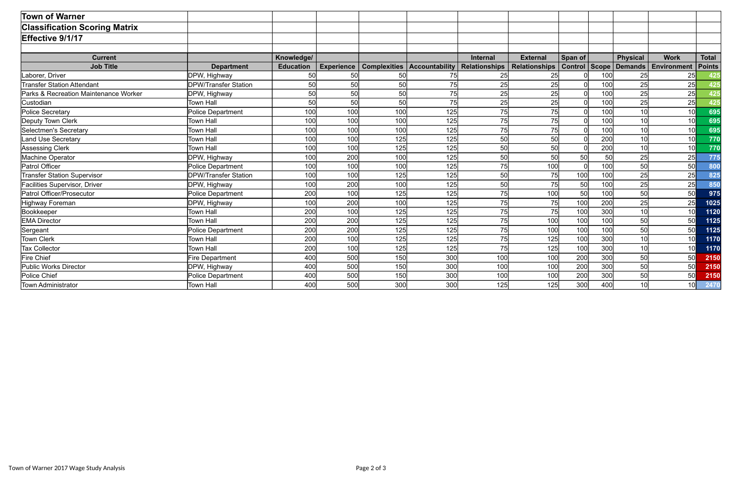# Town of Warner

## Classification Scoring Matrix

### Effective 9/1/17

| Current Job Title | Department | Knowledge/ Education | Experience | Complexities | Accountability | Internal Relationships | External Relationships | Span of Control | Scope | Physical Demands | Work Environment | Total Points |
|---|---|---|---|---|---|---|---|---|---|---|---|---|
| Laborer, Driver | DPW, Highway | 50 | 50 | 50 | 75 | 25 | 25 | 0 | 100 | 25 | 25 | 425 |
| Transfer Station Attendant | DPW/Transfer Station | 50 | 50 | 50 | 75 | 25 | 25 | 0 | 100 | 25 | 25 | 425 |
| Parks & Recreation Maintenance Worker | DPW, Highway | 50 | 50 | 50 | 75 | 25 | 25 | 0 | 100 | 25 | 25 | 425 |
| Custodian | Town Hall | 50 | 50 | 50 | 75 | 25 | 25 | 0 | 100 | 25 | 25 | 425 |
| Police Secretary | Police Department | 100 | 100 | 100 | 125 | 75 | 75 | 0 | 100 | 10 | 10 | 695 |
| Deputy Town Clerk | Town Hall | 100 | 100 | 100 | 125 | 75 | 75 | 0 | 100 | 10 | 10 | 695 |
| Selectmen's Secretary | Town Hall | 100 | 100 | 100 | 125 | 75 | 75 | 0 | 100 | 10 | 10 | 695 |
| Land Use Secretary | Town Hall | 100 | 100 | 125 | 125 | 50 | 50 | 0 | 200 | 10 | 10 | 770 |
| Assessing Clerk | Town Hall | 100 | 100 | 125 | 125 | 50 | 50 | 0 | 200 | 10 | 10 | 770 |
| Machine Operator | DPW, Highway | 100 | 200 | 100 | 125 | 50 | 50 | 50 | 50 | 25 | 25 | 775 |
| Patrol Officer | Police Department | 100 | 100 | 100 | 125 | 75 | 100 | 0 | 100 | 50 | 50 | 800 |
| Transfer Station Supervisor | DPW/Transfer Station | 100 | 100 | 125 | 125 | 50 | 75 | 100 | 100 | 25 | 25 | 825 |
| Facilities Supervisor, Driver | DPW, Highway | 100 | 200 | 100 | 125 | 50 | 75 | 50 | 100 | 25 | 25 | 850 |
| Patrol Officer/Prosecutor | Police Department | 200 | 100 | 125 | 125 | 75 | 100 | 50 | 100 | 50 | 50 | 975 |
| Highway Foreman | DPW, Highway | 100 | 200 | 100 | 125 | 75 | 75 | 100 | 200 | 25 | 25 | 1025 |
| Bookkeeper | Town Hall | 200 | 100 | 125 | 125 | 75 | 75 | 100 | 300 | 10 | 10 | 1120 |
| EMA Director | Town Hall | 200 | 200 | 125 | 125 | 75 | 100 | 100 | 100 | 50 | 50 | 1125 |
| Sergeant | Police Department | 200 | 200 | 125 | 125 | 75 | 100 | 100 | 100 | 50 | 50 | 1125 |
| Town Clerk | Town Hall | 200 | 100 | 125 | 125 | 75 | 125 | 100 | 300 | 10 | 10 | 1170 |
| Tax Collector | Town Hall | 200 | 100 | 125 | 125 | 75 | 125 | 100 | 300 | 10 | 10 | 1170 |
| Fire Chief | Fire Department | 400 | 500 | 150 | 300 | 100 | 100 | 200 | 300 | 50 | 50 | 2150 |
| Public Works Director | DPW, Highway | 400 | 500 | 150 | 300 | 100 | 100 | 200 | 300 | 50 | 50 | 2150 |
| Police Chief | Police Department | 400 | 500 | 150 | 300 | 100 | 100 | 200 | 300 | 50 | 50 | 2150 |
| Town Administrator | Town Hall | 400 | 500 | 300 | 300 | 125 | 125 | 300 | 400 | 10 | 10 | 2470 |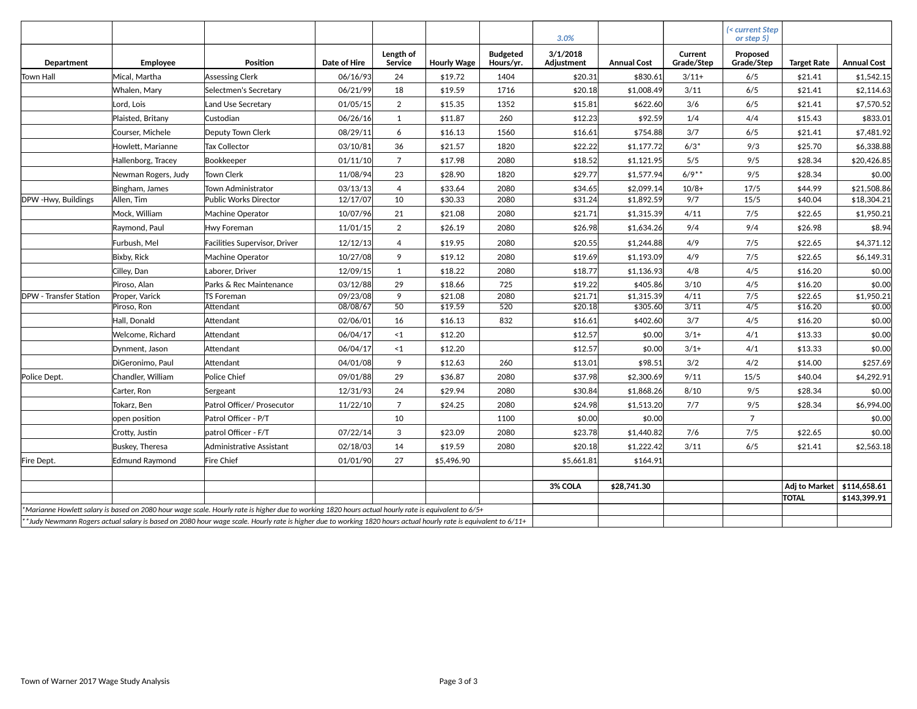| | | | | | | | 3.0% | | | (< current Step or step 5) | | |
|---|---|---|---|---|---|---|---|---|---|---|---|---|
| **Department** | **Employee** | **Position** | **Date of Hire** | **Length of Service** | **Hourly Wage** | **Budgeted Hours/yr.** | **3/1/2018 Adjustment** | **Annual Cost** | **Current Grade/Step** | **Proposed Grade/Step** | **Target Rate** | **Annual Cost** |
| Town Hall | Mical, Martha | Assessing Clerk | 06/16/93 | 24 | $19.72 | 1404 | $20.31 | $830.61 | 3/11+ | 6/5 | $21.41 | $1,542.15 |
| | Whalen, Mary | Selectmen's Secretary | 06/21/99 | 18 | $19.59 | 1716 | $20.18 | $1,008.49 | 3/11 | 6/5 | $21.41 | $2,114.63 |
| | Lord, Lois | Land Use Secretary | 01/05/15 | 2 | $15.35 | 1352 | $15.81 | $622.60 | 3/6 | 6/5 | $21.41 | $7,570.52 |
| | Plaisted, Britany | Custodian | 06/26/16 | 1 | $11.87 | 260 | $12.23 | $92.59 | 1/4 | 4/4 | $15.43 | $833.01 |
| | Courser, Michele | Deputy Town Clerk | 08/29/11 | 6 | $16.13 | 1560 | $16.61 | $754.88 | 3/7 | 6/5 | $21.41 | $7,481.92 |
| | Howlett, Marianne | Tax Collector | 03/10/81 | 36 | $21.57 | 1820 | $22.22 | $1,177.72 | 6/3* | 9/3 | $25.70 | $6,338.88 |
| | Hallenborg, Tracey | Bookkeeper | 01/11/10 | 7 | $17.98 | 2080 | $18.52 | $1,121.95 | 5/5 | 9/5 | $28.34 | $20,426.85 |
| | Newman Rogers, Judy | Town Clerk | 11/08/94 | 23 | $28.90 | 1820 | $29.77 | $1,577.94 | 6/9** | 9/5 | $28.34 | $0.00 |
| | Bingham, James | Town Administrator | 03/13/13 | 4 | $33.64 | 2080 | $34.65 | $2,099.14 | 10/8+ | 17/5 | $44.99 | $21,508.86 |
| DPW -Hwy, Buildings | Allen, Tim | Public Works Director | 12/17/07 | 10 | $30.33 | 2080 | $31.24 | $1,892.59 | 9/7 | 15/5 | $40.04 | $18,304.21 |
| | Mock, William | Machine Operator | 10/07/96 | 21 | $21.08 | 2080 | $21.71 | $1,315.39 | 4/11 | 7/5 | $22.65 | $1,950.21 |
| | Raymond, Paul | Hwy Foreman | 11/01/15 | 2 | $26.19 | 2080 | $26.98 | $1,634.26 | 9/4 | 9/4 | $26.98 | $8.94 |
| | Furbush, Mel | Facilities Supervisor, Driver | 12/12/13 | 4 | $19.95 | 2080 | $20.55 | $1,244.88 | 4/9 | 7/5 | $22.65 | $4,371.12 |
| | Bixby, Rick | Machine Operator | 10/27/08 | 9 | $19.12 | 2080 | $19.69 | $1,193.09 | 4/9 | 7/5 | $22.65 | $6,149.31 |
| | Cilley, Dan | Laborer, Driver | 12/09/15 | 1 | $18.22 | 2080 | $18.77 | $1,136.93 | 4/8 | 4/5 | $16.20 | $0.00 |
| | Piroso, Alan | Parks & Rec Maintenance | 03/12/88 | 29 | $18.66 | 725 | $19.22 | $405.86 | 3/10 | 4/5 | $16.20 | $0.00 |
| DPW - Transfer Station | Proper, Varick | TS Foreman | 09/23/08 | 9 | $21.08 | 2080 | $21.71 | $1,315.39 | 4/11 | 7/5 | $22.65 | $1,950.21 |
| | Piroso, Ron | Attendant | 08/08/67 | 50 | $19.59 | 520 | $20.18 | $305.60 | 3/11 | 4/5 | $16.20 | $0.00 |
| | Hall, Donald | Attendant | 02/06/01 | 16 | $16.13 | 832 | $16.61 | $402.60 | 3/7 | 4/5 | $16.20 | $0.00 |
| | Welcome, Richard | Attendant | 06/04/17 | <1 | $12.20 | | $12.57 | $0.00 | 3/1+ | 4/1 | $13.33 | $0.00 |
| | Dynment, Jason | Attendant | 06/04/17 | <1 | $12.20 | | $12.57 | $0.00 | 3/1+ | 4/1 | $13.33 | $0.00 |
| | DiGeronimo, Paul | Attendant | 04/01/08 | 9 | $12.63 | 260 | $13.01 | $98.51 | 3/2 | 4/2 | $14.00 | $257.69 |
| Police Dept. | Chandler, William | Police Chief | 09/01/88 | 29 | $36.87 | 2080 | $37.98 | $2,300.69 | 9/11 | 15/5 | $40.04 | $4,292.91 |
| | Carter, Ron | Sergeant | 12/31/93 | 24 | $29.94 | 2080 | $30.84 | $1,868.26 | 8/10 | 9/5 | $28.34 | $0.00 |
| | Tokarz, Ben | Patrol Officer/ Prosecutor | 11/22/10 | 7 | $24.25 | 2080 | $24.98 | $1,513.20 | 7/7 | 9/5 | $28.34 | $6,994.00 |
| | open position | Patrol Officer - P/T | | 10 | | 1100 | $0.00 | $0.00 | | 7 | | $0.00 |
| | Crotty, Justin | patrol Officer - F/T | 07/22/14 | 3 | $23.09 | 2080 | $23.78 | $1,440.82 | 7/6 | 7/5 | $22.65 | $0.00 |
| | Buskey, Theresa | Administrative Assistant | 02/18/03 | 14 | $19.59 | 2080 | $20.18 | $1,222.42 | 3/11 | 6/5 | $21.41 | $2,563.18 |
| Fire Dept. | Edmund Raymond | Fire Chief | 01/01/90 | 27 | $5,496.90 | | $5,661.81 | $164.91 | | | | |
| | | | | | | | | | | | | |
| | | | | | | | **3% COLA** | **$28,741.30** | | | **Adj to Market** | **$114,658.61** |
| | | | | | | | | | | | **TOTAL** | **$143,399.91** |

*Marianne Howlett salary is based on 2080 hour wage scale. Hourly rate is higher due to working 1820 hours actual hourly rate is equivalent to 6/5+

**Judy Newmann Rogers actual salary is based on 2080 hour wage scale. Hourly rate is higher due to working 1820 hours actual hourly rate is equivalent to 6/11+

Town of Warner 2017 Wage Study Analysis